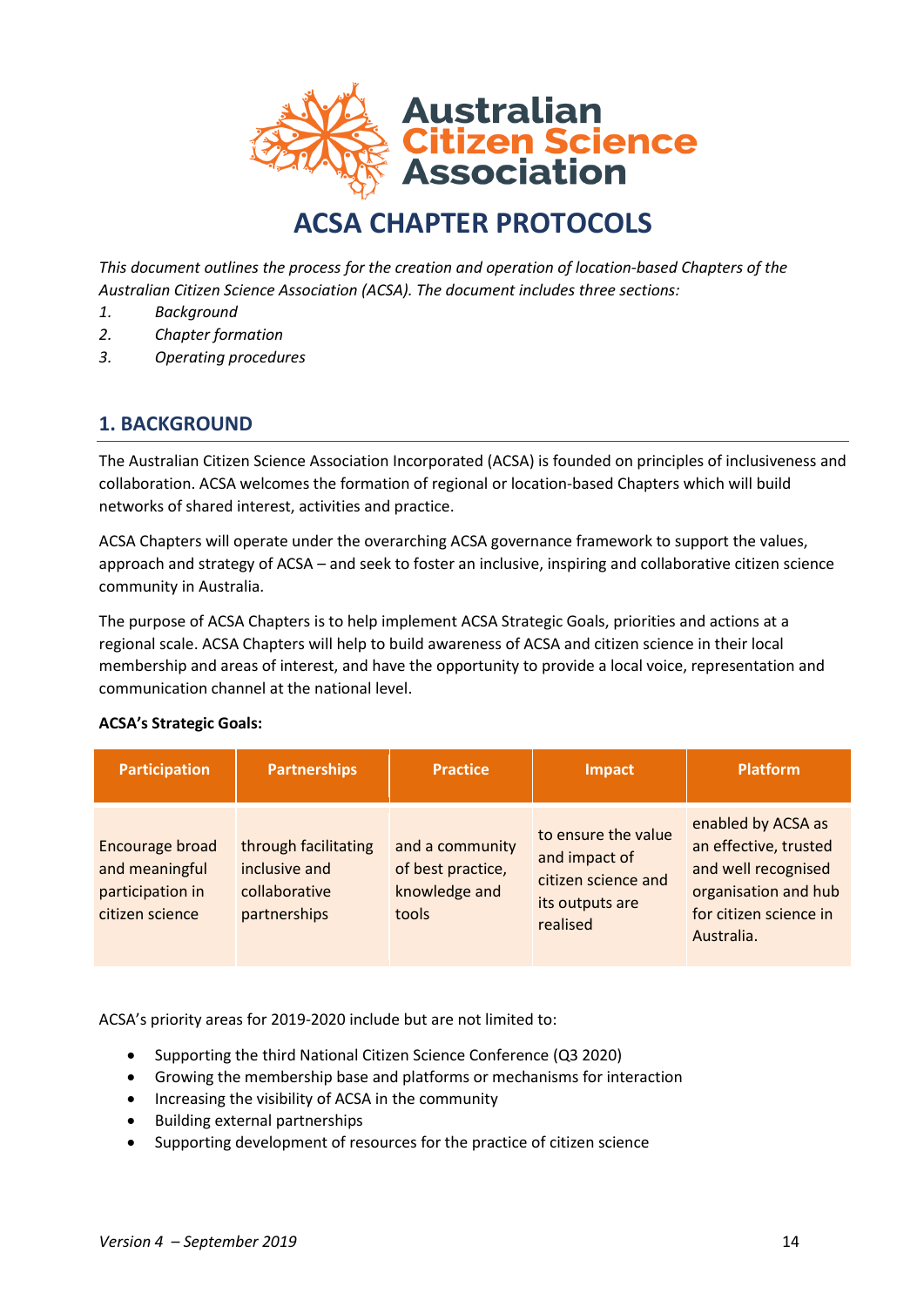# ACSA CHAPTER PROTOCOLS

*This document outlines the process for the creation and operation of location-based Chapters of the Australian Citizen Science Association (ACSA). The document includes three sections:*

1. *Background*
2. *Chapter formation*
3. *Operating procedures*

## 1. BACKGROUND

The Australian Citizen Science Association Incorporated (ACSA) is founded on principles of inclusiveness and collaboration. ACSA welcomes the formation of regional or location-based Chapters which will build networks of shared interest, activities and practice.

ACSA Chapters will operate under the overarching ACSA governance framework to support the values, approach and strategy of ACSA – and seek to foster an inclusive, inspiring and collaborative citizen science community in Australia.

The purpose of ACSA Chapters is to help implement ACSA Strategic Goals, priorities and actions at a regional scale. ACSA Chapters will help to build awareness of ACSA and citizen science in their local membership and areas of interest, and have the opportunity to provide a local voice, representation and communication channel at the national level.

**ACSA's Strategic Goals:**

| Participation | Partnerships | Practice | Impact | Platform |
|---|---|---|---|---|
| Encourage broad and meaningful participation in citizen science | through facilitating inclusive and collaborative partnerships | and a community of best practice, knowledge and tools | to ensure the value and impact of citizen science and its outputs are realised | enabled by ACSA as an effective, trusted and well recognised organisation and hub for citizen science in Australia. |

ACSA's priority areas for 2019-2020 include but are not limited to:

- Supporting the third National Citizen Science Conference (Q3 2020)
- Growing the membership base and platforms or mechanisms for interaction
- Increasing the visibility of ACSA in the community
- Building external partnerships
- Supporting development of resources for the practice of citizen science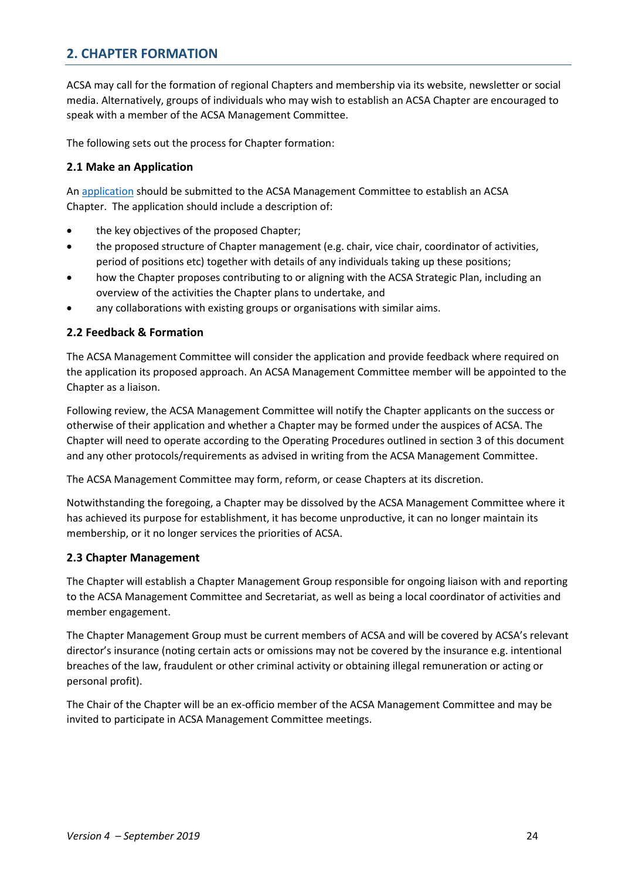## 2. CHAPTER FORMATION

ACSA may call for the formation of regional Chapters and membership via its website, newsletter or social media. Alternatively, groups of individuals who may wish to establish an ACSA Chapter are encouraged to speak with a member of the ACSA Management Committee.

The following sets out the process for Chapter formation:

### 2.1 Make an Application

An application should be submitted to the ACSA Management Committee to establish an ACSA Chapter. The application should include a description of:

- the key objectives of the proposed Chapter;
- the proposed structure of Chapter management (e.g. chair, vice chair, coordinator of activities, period of positions etc) together with details of any individuals taking up these positions;
- how the Chapter proposes contributing to or aligning with the ACSA Strategic Plan, including an overview of the activities the Chapter plans to undertake, and
- any collaborations with existing groups or organisations with similar aims.

### 2.2 Feedback & Formation

The ACSA Management Committee will consider the application and provide feedback where required on the application its proposed approach. An ACSA Management Committee member will be appointed to the Chapter as a liaison.

Following review, the ACSA Management Committee will notify the Chapter applicants on the success or otherwise of their application and whether a Chapter may be formed under the auspices of ACSA. The Chapter will need to operate according to the Operating Procedures outlined in section 3 of this document and any other protocols/requirements as advised in writing from the ACSA Management Committee.

The ACSA Management Committee may form, reform, or cease Chapters at its discretion.

Notwithstanding the foregoing, a Chapter may be dissolved by the ACSA Management Committee where it has achieved its purpose for establishment, it has become unproductive, it can no longer maintain its membership, or it no longer services the priorities of ACSA.

### 2.3 Chapter Management

The Chapter will establish a Chapter Management Group responsible for ongoing liaison with and reporting to the ACSA Management Committee and Secretariat, as well as being a local coordinator of activities and member engagement.

The Chapter Management Group must be current members of ACSA and will be covered by ACSA's relevant director's insurance (noting certain acts or omissions may not be covered by the insurance e.g. intentional breaches of the law, fraudulent or other criminal activity or obtaining illegal remuneration or acting or personal profit).

The Chair of the Chapter will be an ex-officio member of the ACSA Management Committee and may be invited to participate in ACSA Management Committee meetings.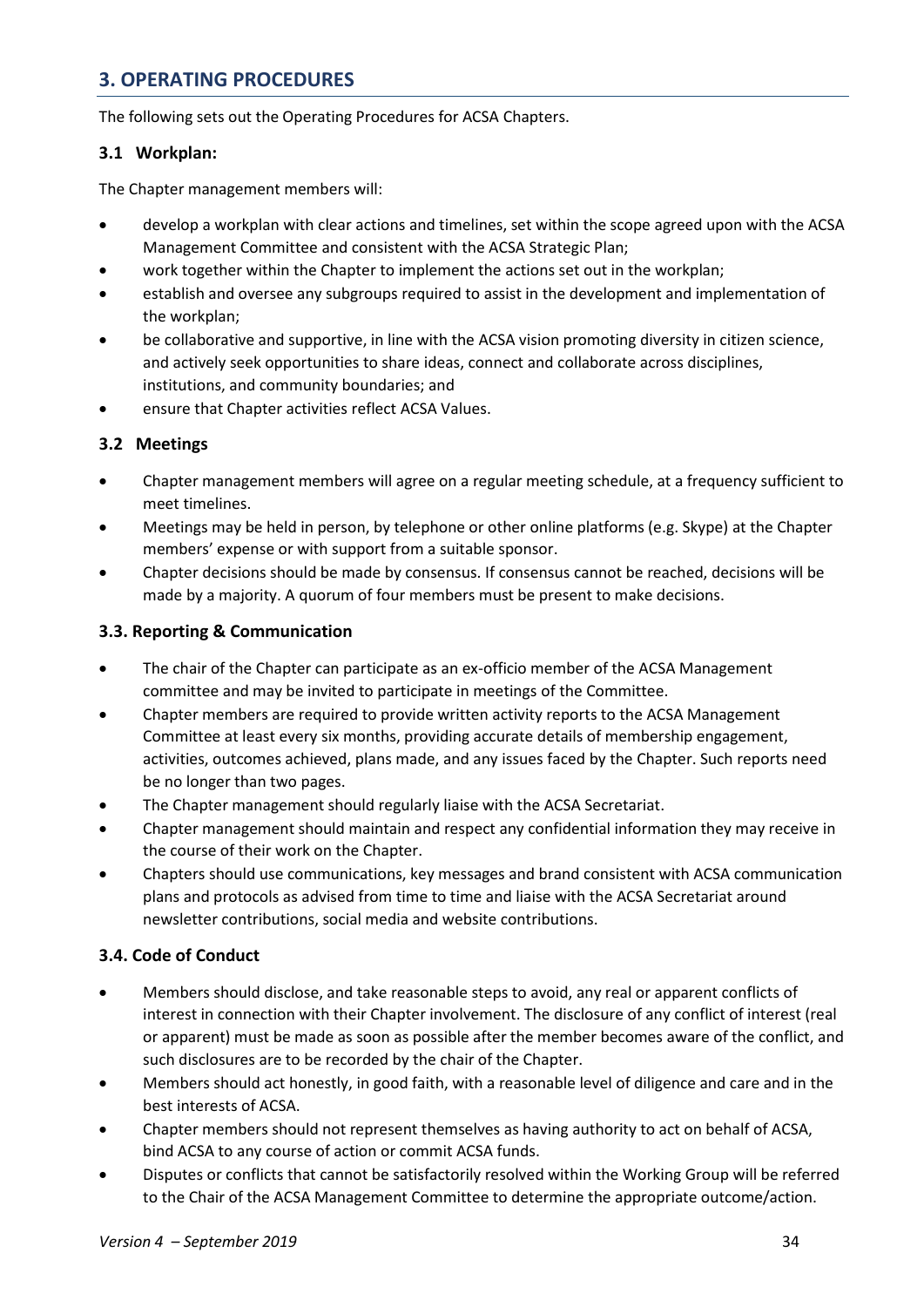## 3. OPERATING PROCEDURES

The following sets out the Operating Procedures for ACSA Chapters.

### 3.1 Workplan:

The Chapter management members will:

- develop a workplan with clear actions and timelines, set within the scope agreed upon with the ACSA Management Committee and consistent with the ACSA Strategic Plan;
- work together within the Chapter to implement the actions set out in the workplan;
- establish and oversee any subgroups required to assist in the development and implementation of the workplan;
- be collaborative and supportive, in line with the ACSA vision promoting diversity in citizen science, and actively seek opportunities to share ideas, connect and collaborate across disciplines, institutions, and community boundaries; and
- ensure that Chapter activities reflect ACSA Values.

### 3.2 Meetings

- Chapter management members will agree on a regular meeting schedule, at a frequency sufficient to meet timelines.
- Meetings may be held in person, by telephone or other online platforms (e.g. Skype) at the Chapter members' expense or with support from a suitable sponsor.
- Chapter decisions should be made by consensus. If consensus cannot be reached, decisions will be made by a majority. A quorum of four members must be present to make decisions.

### 3.3. Reporting & Communication

- The chair of the Chapter can participate as an ex-officio member of the ACSA Management committee and may be invited to participate in meetings of the Committee.
- Chapter members are required to provide written activity reports to the ACSA Management Committee at least every six months, providing accurate details of membership engagement, activities, outcomes achieved, plans made, and any issues faced by the Chapter. Such reports need be no longer than two pages.
- The Chapter management should regularly liaise with the ACSA Secretariat.
- Chapter management should maintain and respect any confidential information they may receive in the course of their work on the Chapter.
- Chapters should use communications, key messages and brand consistent with ACSA communication plans and protocols as advised from time to time and liaise with the ACSA Secretariat around newsletter contributions, social media and website contributions.

### 3.4. Code of Conduct

- Members should disclose, and take reasonable steps to avoid, any real or apparent conflicts of interest in connection with their Chapter involvement. The disclosure of any conflict of interest (real or apparent) must be made as soon as possible after the member becomes aware of the conflict, and such disclosures are to be recorded by the chair of the Chapter.
- Members should act honestly, in good faith, with a reasonable level of diligence and care and in the best interests of ACSA.
- Chapter members should not represent themselves as having authority to act on behalf of ACSA, bind ACSA to any course of action or commit ACSA funds.
- Disputes or conflicts that cannot be satisfactorily resolved within the Working Group will be referred to the Chair of the ACSA Management Committee to determine the appropriate outcome/action.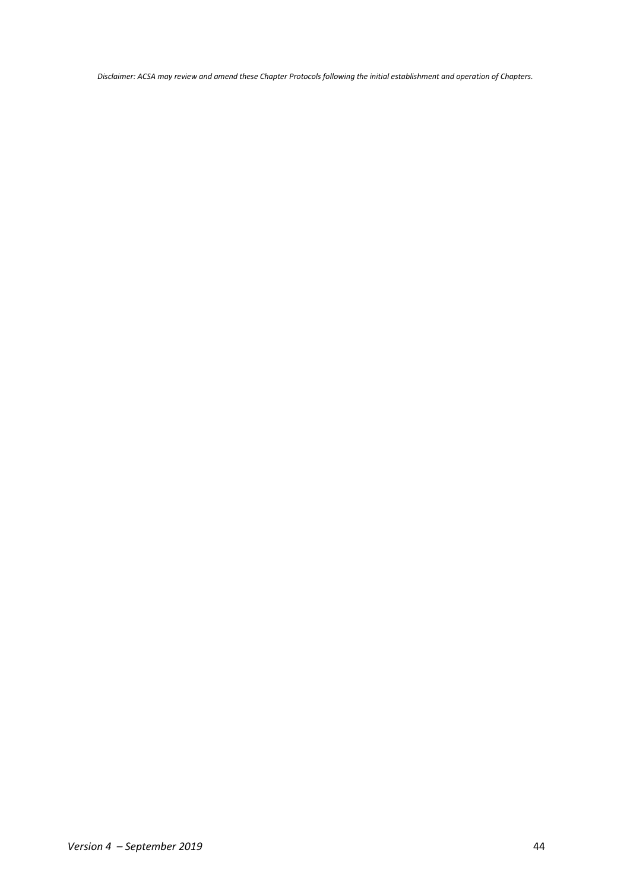*Disclaimer: ACSA may review and amend these Chapter Protocols following the initial establishment and operation of Chapters.*